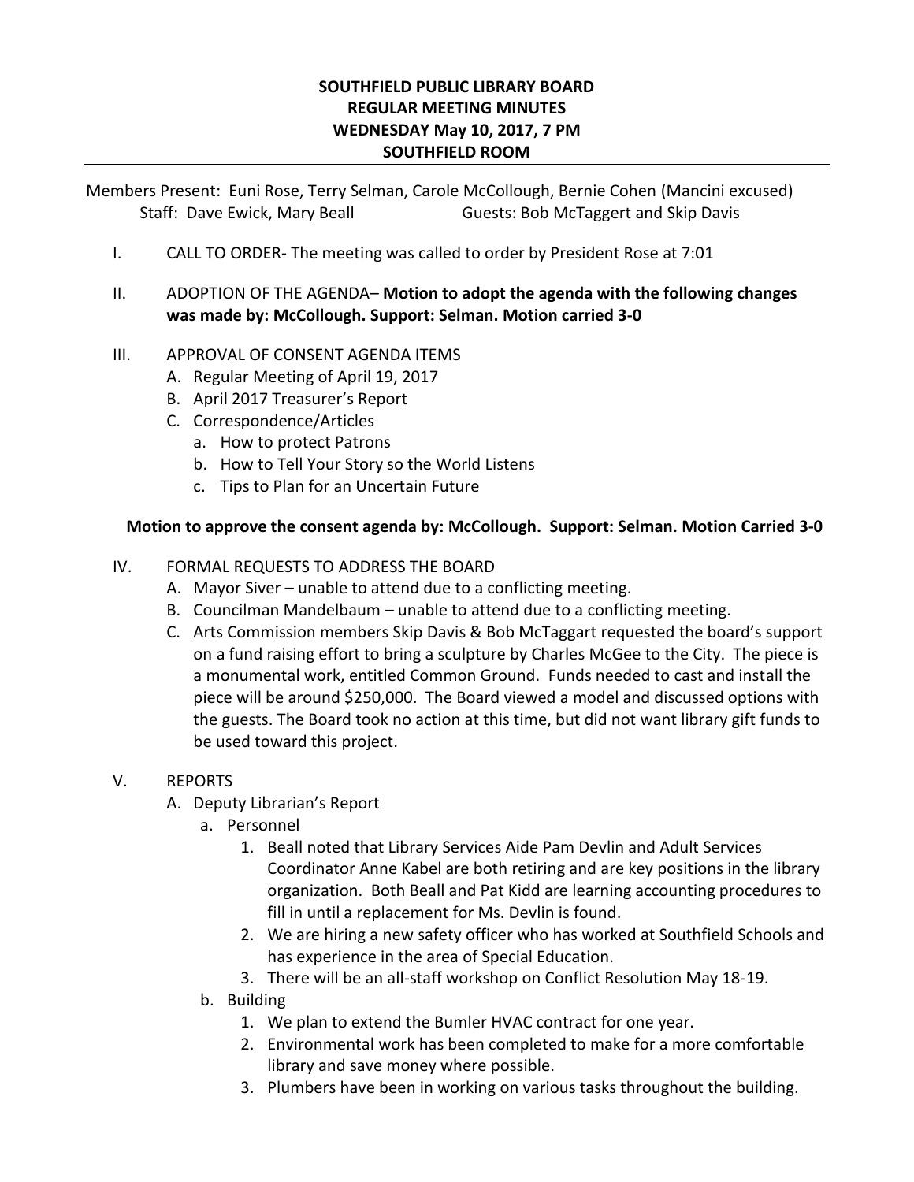# SOUTHFIELD PUBLIC LIBRARY BOARD
## REGULAR MEETING MINUTES
## WEDNESDAY May 10, 2017, 7 PM
## SOUTHFIELD ROOM

Members Present: Euni Rose, Terry Selman, Carole McCollough, Bernie Cohen (Mancini excused)
Staff: Dave Ewick, Mary Beall Guests: Bob McTaggert and Skip Davis

I. CALL TO ORDER- The meeting was called to order by President Rose at 7:01

II. ADOPTION OF THE AGENDA– **Motion to adopt the agenda with the following changes was made by: McCollough. Support: Selman. Motion carried 3-0**

III. APPROVAL OF CONSENT AGENDA ITEMS
   A. Regular Meeting of April 19, 2017
   B. April 2017 Treasurer's Report
   C. Correspondence/Articles
      a. How to protect Patrons
      b. How to Tell Your Story so the World Listens
      c. Tips to Plan for an Uncertain Future

**Motion to approve the consent agenda by: McCollough. Support: Selman. Motion Carried 3-0**

IV. FORMAL REQUESTS TO ADDRESS THE BOARD
   A. Mayor Siver – unable to attend due to a conflicting meeting.
   B. Councilman Mandelbaum – unable to attend due to a conflicting meeting.
   C. Arts Commission members Skip Davis & Bob McTaggart requested the board's support on a fund raising effort to bring a sculpture by Charles McGee to the City. The piece is a monumental work, entitled Common Ground. Funds needed to cast and install the piece will be around $250,000. The Board viewed a model and discussed options with the guests. The Board took no action at this time, but did not want library gift funds to be used toward this project.

V. REPORTS
   A. Deputy Librarian's Report
      a. Personnel
         1. Beall noted that Library Services Aide Pam Devlin and Adult Services Coordinator Anne Kabel are both retiring and are key positions in the library organization. Both Beall and Pat Kidd are learning accounting procedures to fill in until a replacement for Ms. Devlin is found.
         2. We are hiring a new safety officer who has worked at Southfield Schools and has experience in the area of Special Education.
         3. There will be an all-staff workshop on Conflict Resolution May 18-19.
      b. Building
         1. We plan to extend the Bumler HVAC contract for one year.
         2. Environmental work has been completed to make for a more comfortable library and save money where possible.
         3. Plumbers have been in working on various tasks throughout the building.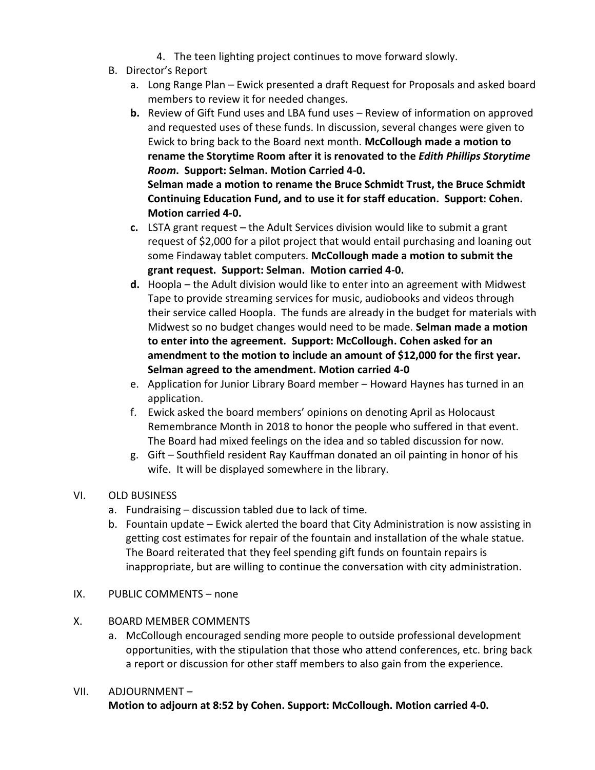4. The teen lighting project continues to move forward slowly.

B. Director's Report

a. Long Range Plan – Ewick presented a draft Request for Proposals and asked board members to review it for needed changes.

**b.** Review of Gift Fund uses and LBA fund uses – Review of information on approved and requested uses of these funds. In discussion, several changes were given to Ewick to bring back to the Board next month. **McCollough made a motion to rename the Storytime Room after it is renovated to the *Edith Phillips Storytime Room*. Support: Selman. Motion Carried 4-0.**
**Selman made a motion to rename the Bruce Schmidt Trust, the Bruce Schmidt Continuing Education Fund, and to use it for staff education. Support: Cohen. Motion carried 4-0.**

**c.** LSTA grant request – the Adult Services division would like to submit a grant request of $2,000 for a pilot project that would entail purchasing and loaning out some Findaway tablet computers. **McCollough made a motion to submit the grant request. Support: Selman. Motion carried 4-0.**

**d.** Hoopla – the Adult division would like to enter into an agreement with Midwest Tape to provide streaming services for music, audiobooks and videos through their service called Hoopla. The funds are already in the budget for materials with Midwest so no budget changes would need to be made. **Selman made a motion to enter into the agreement. Support: McCollough. Cohen asked for an amendment to the motion to include an amount of $12,000 for the first year. Selman agreed to the amendment. Motion carried 4-0**

e. Application for Junior Library Board member – Howard Haynes has turned in an application.

f. Ewick asked the board members' opinions on denoting April as Holocaust Remembrance Month in 2018 to honor the people who suffered in that event. The Board had mixed feelings on the idea and so tabled discussion for now.

g. Gift – Southfield resident Ray Kauffman donated an oil painting in honor of his wife. It will be displayed somewhere in the library.

VI. OLD BUSINESS

a. Fundraising – discussion tabled due to lack of time.

b. Fountain update – Ewick alerted the board that City Administration is now assisting in getting cost estimates for repair of the fountain and installation of the whale statue. The Board reiterated that they feel spending gift funds on fountain repairs is inappropriate, but are willing to continue the conversation with city administration.

IX. PUBLIC COMMENTS – none

X. BOARD MEMBER COMMENTS

a. McCollough encouraged sending more people to outside professional development opportunities, with the stipulation that those who attend conferences, etc. bring back a report or discussion for other staff members to also gain from the experience.

VII. ADJOURNMENT –

**Motion to adjourn at 8:52 by Cohen. Support: McCollough. Motion carried 4-0.**